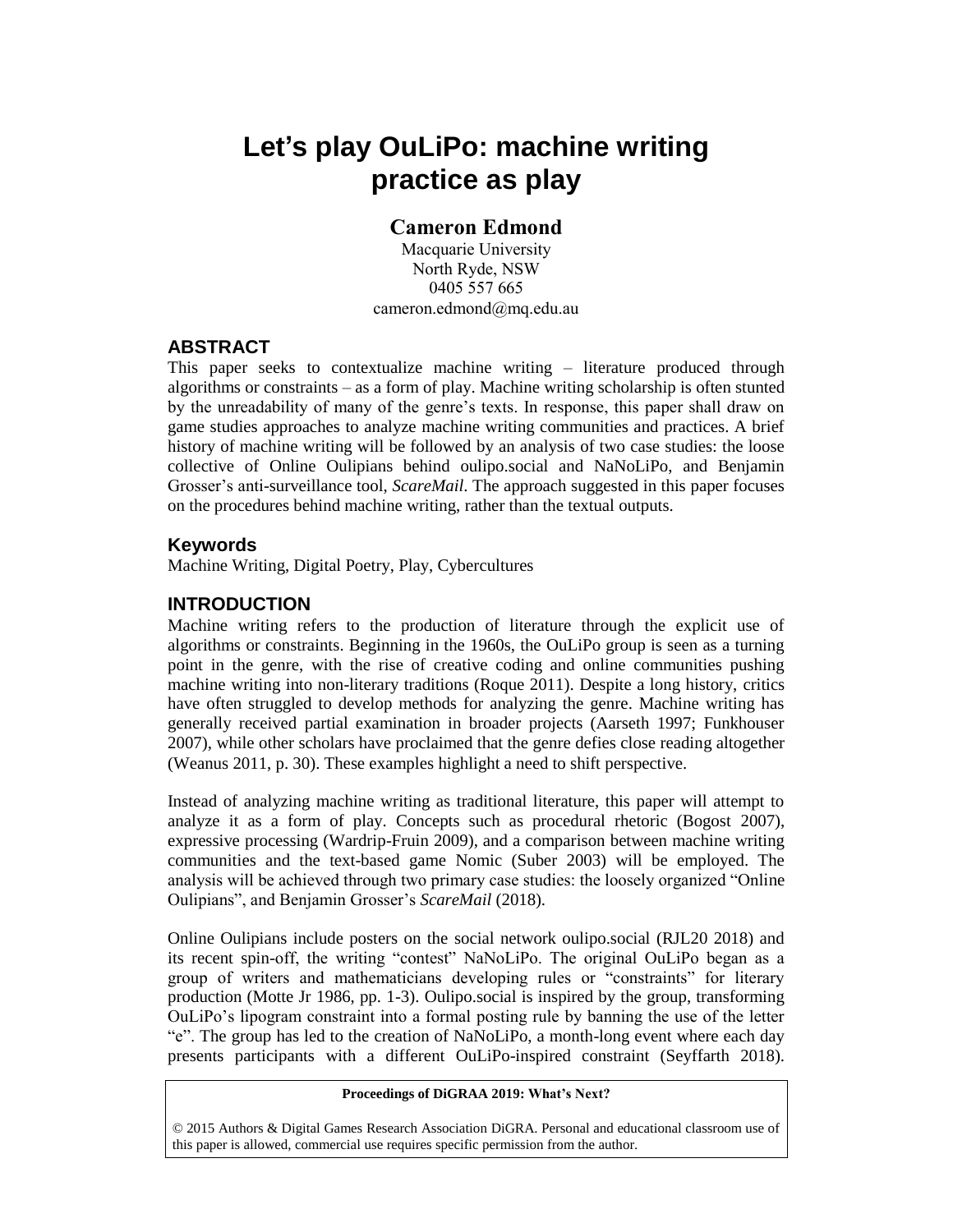# Let's play OuLiPo: machine writing practice as play

**Cameron Edmond**

Macquarie University
North Ryde, NSW
0405 557 665
cameron.edmond@mq.edu.au

## ABSTRACT

This paper seeks to contextualize machine writing – literature produced through algorithms or constraints – as a form of play. Machine writing scholarship is often stunted by the unreadability of many of the genre's texts. In response, this paper shall draw on game studies approaches to analyze machine writing communities and practices. A brief history of machine writing will be followed by an analysis of two case studies: the loose collective of Online Oulipians behind oulipo.social and NaNoLiPo, and Benjamin Grosser's anti-surveillance tool, *ScareMail*. The approach suggested in this paper focuses on the procedures behind machine writing, rather than the textual outputs.

### Keywords

Machine Writing, Digital Poetry, Play, Cybercultures

## INTRODUCTION

Machine writing refers to the production of literature through the explicit use of algorithms or constraints. Beginning in the 1960s, the OuLiPo group is seen as a turning point in the genre, with the rise of creative coding and online communities pushing machine writing into non-literary traditions (Roque 2011). Despite a long history, critics have often struggled to develop methods for analyzing the genre. Machine writing has generally received partial examination in broader projects (Aarseth 1997; Funkhouser 2007), while other scholars have proclaimed that the genre defies close reading altogether (Weanus 2011, p. 30). These examples highlight a need to shift perspective.

Instead of analyzing machine writing as traditional literature, this paper will attempt to analyze it as a form of play. Concepts such as procedural rhetoric (Bogost 2007), expressive processing (Wardrip-Fruin 2009), and a comparison between machine writing communities and the text-based game Nomic (Suber 2003) will be employed. The analysis will be achieved through two primary case studies: the loosely organized "Online Oulipians", and Benjamin Grosser's *ScareMail* (2018).

Online Oulipians include posters on the social network oulipo.social (RJL20 2018) and its recent spin-off, the writing "contest" NaNoLiPo. The original OuLiPo began as a group of writers and mathematicians developing rules or "constraints" for literary production (Motte Jr 1986, pp. 1-3). Oulipo.social is inspired by the group, transforming OuLiPo's lipogram constraint into a formal posting rule by banning the use of the letter "e". The group has led to the creation of NaNoLiPo, a month-long event where each day presents participants with a different OuLiPo-inspired constraint (Seyffarth 2018).

**Proceedings of DiGRAA 2019: What's Next?**

© 2015 Authors & Digital Games Research Association DiGRA. Personal and educational classroom use of this paper is allowed, commercial use requires specific permission from the author.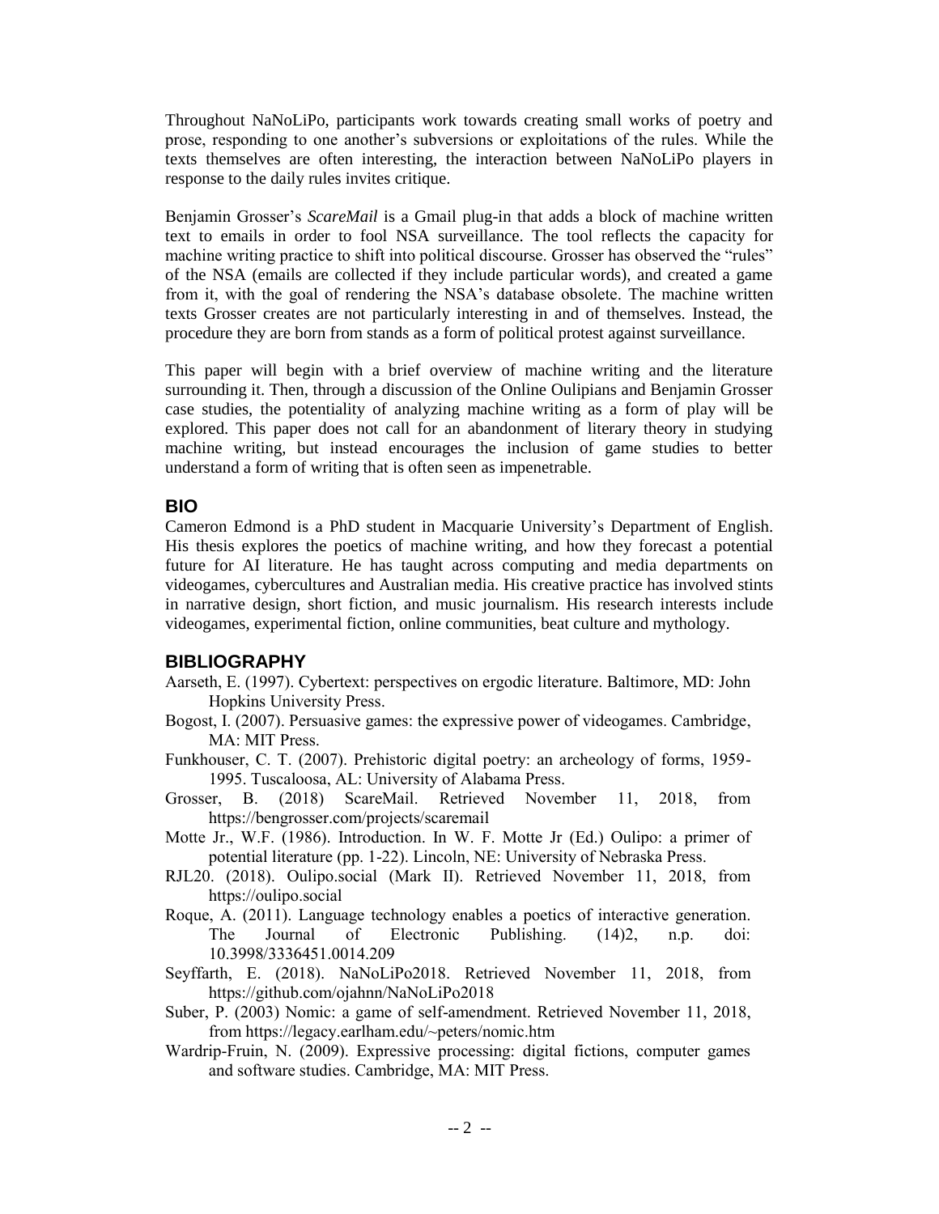Throughout NaNoLiPo, participants work towards creating small works of poetry and prose, responding to one another's subversions or exploitations of the rules. While the texts themselves are often interesting, the interaction between NaNoLiPo players in response to the daily rules invites critique.

Benjamin Grosser's *ScareMail* is a Gmail plug-in that adds a block of machine written text to emails in order to fool NSA surveillance. The tool reflects the capacity for machine writing practice to shift into political discourse. Grosser has observed the "rules" of the NSA (emails are collected if they include particular words), and created a game from it, with the goal of rendering the NSA's database obsolete. The machine written texts Grosser creates are not particularly interesting in and of themselves. Instead, the procedure they are born from stands as a form of political protest against surveillance.

This paper will begin with a brief overview of machine writing and the literature surrounding it. Then, through a discussion of the Online Oulipians and Benjamin Grosser case studies, the potentiality of analyzing machine writing as a form of play will be explored. This paper does not call for an abandonment of literary theory in studying machine writing, but instead encourages the inclusion of game studies to better understand a form of writing that is often seen as impenetrable.

## BIO

Cameron Edmond is a PhD student in Macquarie University's Department of English. His thesis explores the poetics of machine writing, and how they forecast a potential future for AI literature. He has taught across computing and media departments on videogames, cybercultures and Australian media. His creative practice has involved stints in narrative design, short fiction, and music journalism. His research interests include videogames, experimental fiction, online communities, beat culture and mythology.

## BIBLIOGRAPHY

Aarseth, E. (1997). Cybertext: perspectives on ergodic literature. Baltimore, MD: John Hopkins University Press.

Bogost, I. (2007). Persuasive games: the expressive power of videogames. Cambridge, MA: MIT Press.

Funkhouser, C. T. (2007). Prehistoric digital poetry: an archeology of forms, 1959-1995. Tuscaloosa, AL: University of Alabama Press.

Grosser, B. (2018) ScareMail. Retrieved November 11, 2018, from https://bengrosser.com/projects/scaremail

Motte Jr., W.F. (1986). Introduction. In W. F. Motte Jr (Ed.) Oulipo: a primer of potential literature (pp. 1-22). Lincoln, NE: University of Nebraska Press.

RJL20. (2018). Oulipo.social (Mark II). Retrieved November 11, 2018, from https://oulipo.social

Roque, A. (2011). Language technology enables a poetics of interactive generation. The Journal of Electronic Publishing. (14)2, n.p. doi: 10.3998/3336451.0014.209

Seyffarth, E. (2018). NaNoLiPo2018. Retrieved November 11, 2018, from https://github.com/ojahnn/NaNoLiPo2018

Suber, P. (2003) Nomic: a game of self-amendment. Retrieved November 11, 2018, from https://legacy.earlham.edu/~peters/nomic.htm

Wardrip-Fruin, N. (2009). Expressive processing: digital fictions, computer games and software studies. Cambridge, MA: MIT Press.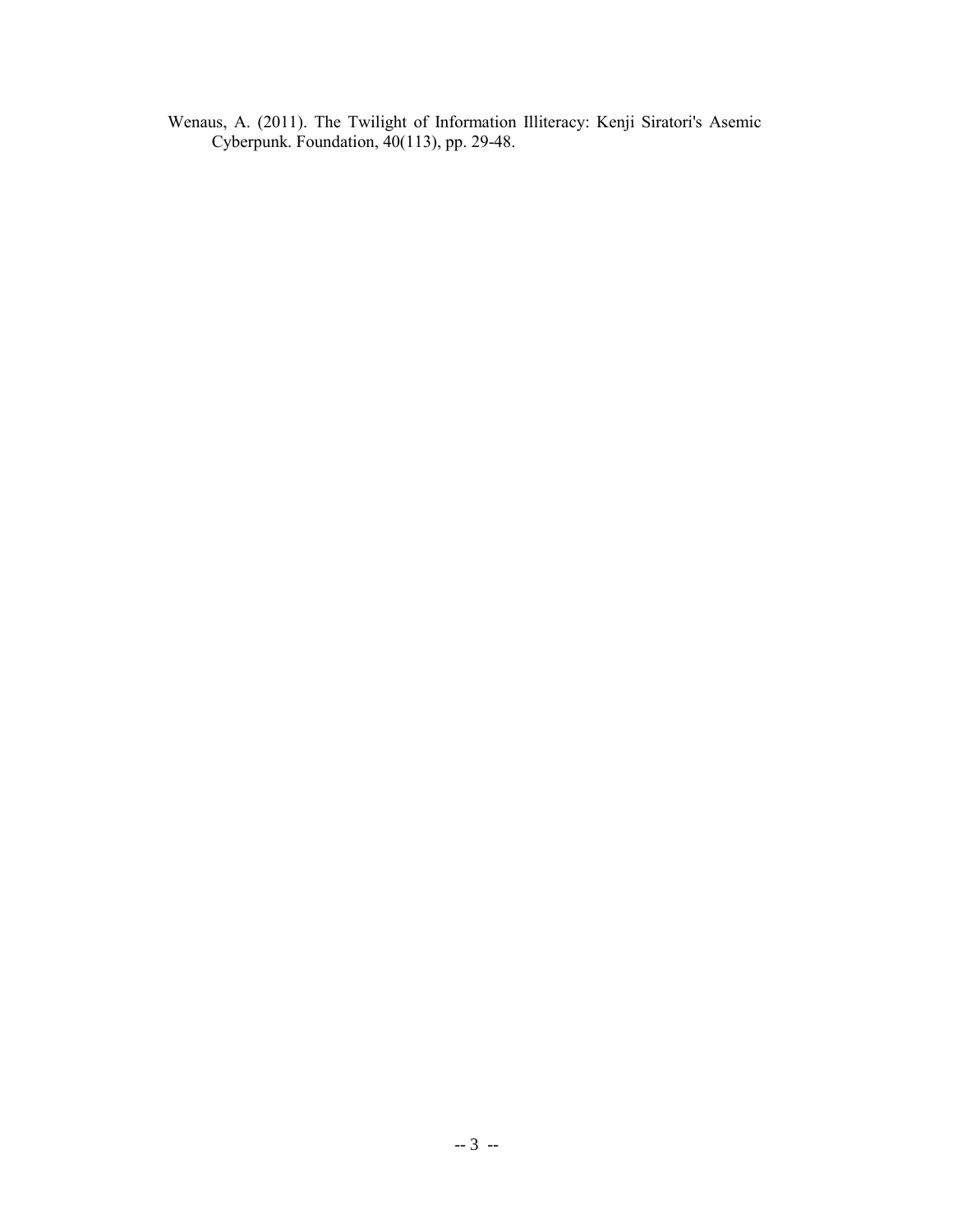Wenaus, A. (2011). The Twilight of Information Illiteracy: Kenji Siratori's Asemic Cyberpunk. Foundation, 40(113), pp. 29-48.